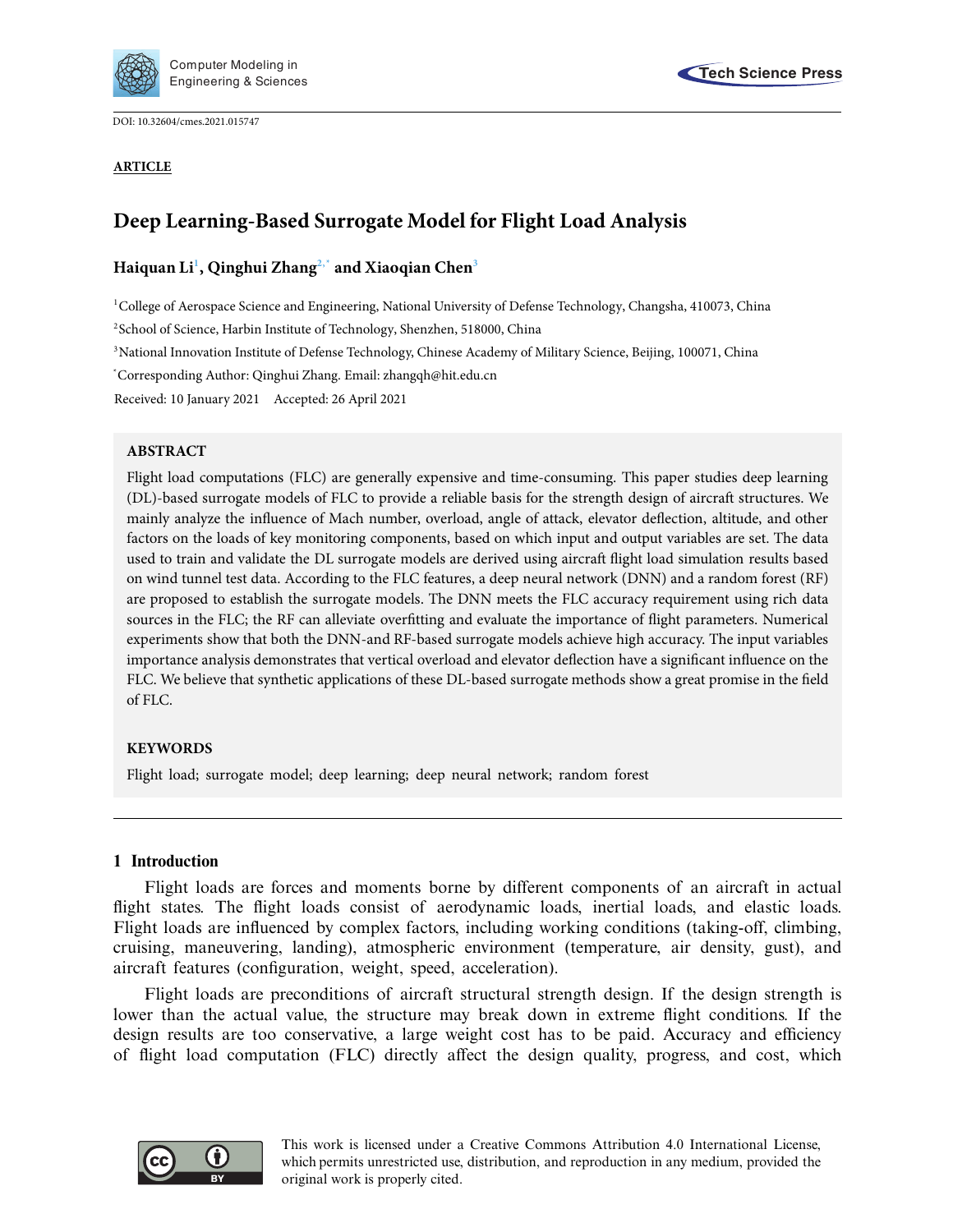DOI: 10.32604/cmes.2021.015747

**ARTICLE**

# Deep Learning-Based Surrogate Model for Flight Load Analysis

**Haiquan Li[1], Qinghui Zhang[2,*] and Xiaoqian Chen[3]**

[1]College of Aerospace Science and Engineering, National University of Defense Technology, Changsha, 410073, China

[2]School of Science, Harbin Institute of Technology, Shenzhen, 518000, China

[3]National Innovation Institute of Defense Technology, Chinese Academy of Military Science, Beijing, 100071, China

[*]Corresponding Author: Qinghui Zhang. Email: zhangqh@hit.edu.cn

Received: 10 January 2021 Accepted: 26 April 2021

## ABSTRACT

Flight load computations (FLC) are generally expensive and time-consuming. This paper studies deep learning (DL)-based surrogate models of FLC to provide a reliable basis for the strength design of aircraft structures. We mainly analyze the influence of Mach number, overload, angle of attack, elevator deflection, altitude, and other factors on the loads of key monitoring components, based on which input and output variables are set. The data used to train and validate the DL surrogate models are derived using aircraft flight load simulation results based on wind tunnel test data. According to the FLC features, a deep neural network (DNN) and a random forest (RF) are proposed to establish the surrogate models. The DNN meets the FLC accuracy requirement using rich data sources in the FLC; the RF can alleviate overfitting and evaluate the importance of flight parameters. Numerical experiments show that both the DNN-and RF-based surrogate models achieve high accuracy. The input variables importance analysis demonstrates that vertical overload and elevator deflection have a significant influence on the FLC. We believe that synthetic applications of these DL-based surrogate methods show a great promise in the field of FLC.

## KEYWORDS

Flight load; surrogate model; deep learning; deep neural network; random forest

## 1 Introduction

Flight loads are forces and moments borne by different components of an aircraft in actual flight states. The flight loads consist of aerodynamic loads, inertial loads, and elastic loads. Flight loads are influenced by complex factors, including working conditions (taking-off, climbing, cruising, maneuvering, landing), atmospheric environment (temperature, air density, gust), and aircraft features (configuration, weight, speed, acceleration).

Flight loads are preconditions of aircraft structural strength design. If the design strength is lower than the actual value, the structure may break down in extreme flight conditions. If the design results are too conservative, a large weight cost has to be paid. Accuracy and efficiency of flight load computation (FLC) directly affect the design quality, progress, and cost, which

This work is licensed under a Creative Commons Attribution 4.0 International License, which permits unrestricted use, distribution, and reproduction in any medium, provided the original work is properly cited.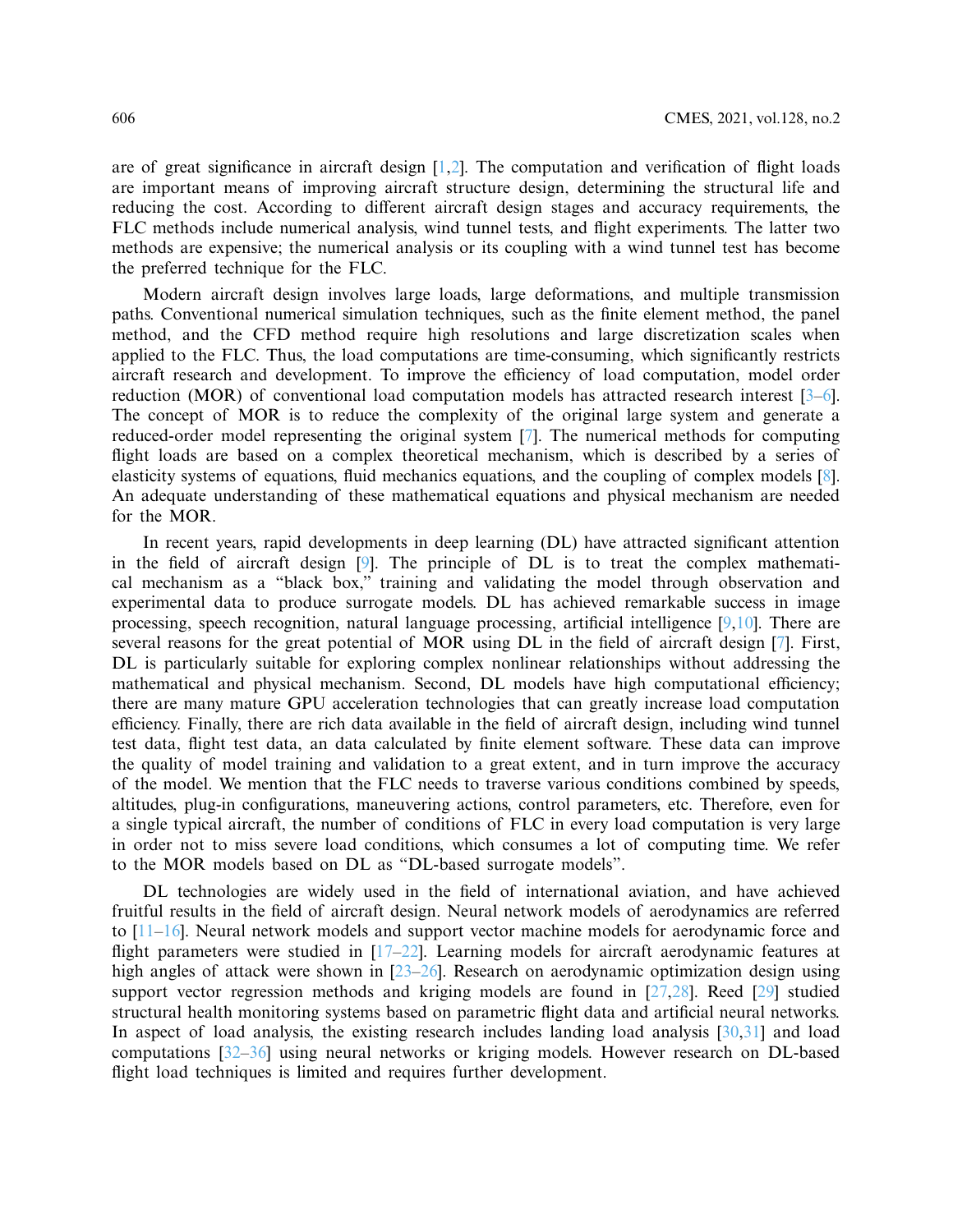are of great significance in aircraft design [1,2]. The computation and verification of flight loads are important means of improving aircraft structure design, determining the structural life and reducing the cost. According to different aircraft design stages and accuracy requirements, the FLC methods include numerical analysis, wind tunnel tests, and flight experiments. The latter two methods are expensive; the numerical analysis or its coupling with a wind tunnel test has become the preferred technique for the FLC.

Modern aircraft design involves large loads, large deformations, and multiple transmission paths. Conventional numerical simulation techniques, such as the finite element method, the panel method, and the CFD method require high resolutions and large discretization scales when applied to the FLC. Thus, the load computations are time-consuming, which significantly restricts aircraft research and development. To improve the efficiency of load computation, model order reduction (MOR) of conventional load computation models has attracted research interest [3–6]. The concept of MOR is to reduce the complexity of the original large system and generate a reduced-order model representing the original system [7]. The numerical methods for computing flight loads are based on a complex theoretical mechanism, which is described by a series of elasticity systems of equations, fluid mechanics equations, and the coupling of complex models [8]. An adequate understanding of these mathematical equations and physical mechanism are needed for the MOR.

In recent years, rapid developments in deep learning (DL) have attracted significant attention in the field of aircraft design [9]. The principle of DL is to treat the complex mathematical mechanism as a "black box," training and validating the model through observation and experimental data to produce surrogate models. DL has achieved remarkable success in image processing, speech recognition, natural language processing, artificial intelligence [9,10]. There are several reasons for the great potential of MOR using DL in the field of aircraft design [7]. First, DL is particularly suitable for exploring complex nonlinear relationships without addressing the mathematical and physical mechanism. Second, DL models have high computational efficiency; there are many mature GPU acceleration technologies that can greatly increase load computation efficiency. Finally, there are rich data available in the field of aircraft design, including wind tunnel test data, flight test data, an data calculated by finite element software. These data can improve the quality of model training and validation to a great extent, and in turn improve the accuracy of the model. We mention that the FLC needs to traverse various conditions combined by speeds, altitudes, plug-in configurations, maneuvering actions, control parameters, etc. Therefore, even for a single typical aircraft, the number of conditions of FLC in every load computation is very large in order not to miss severe load conditions, which consumes a lot of computing time. We refer to the MOR models based on DL as "DL-based surrogate models".

DL technologies are widely used in the field of international aviation, and have achieved fruitful results in the field of aircraft design. Neural network models of aerodynamics are referred to [11–16]. Neural network models and support vector machine models for aerodynamic force and flight parameters were studied in [17–22]. Learning models for aircraft aerodynamic features at high angles of attack were shown in [23–26]. Research on aerodynamic optimization design using support vector regression methods and kriging models are found in [27,28]. Reed [29] studied structural health monitoring systems based on parametric flight data and artificial neural networks. In aspect of load analysis, the existing research includes landing load analysis [30,31] and load computations [32–36] using neural networks or kriging models. However research on DL-based flight load techniques is limited and requires further development.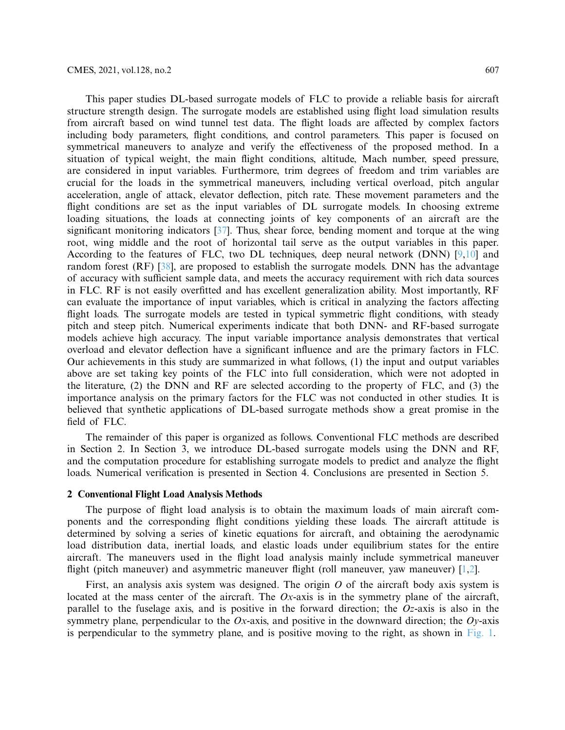This paper studies DL-based surrogate models of FLC to provide a reliable basis for aircraft structure strength design. The surrogate models are established using flight load simulation results from aircraft based on wind tunnel test data. The flight loads are affected by complex factors including body parameters, flight conditions, and control parameters. This paper is focused on symmetrical maneuvers to analyze and verify the effectiveness of the proposed method. In a situation of typical weight, the main flight conditions, altitude, Mach number, speed pressure, are considered in input variables. Furthermore, trim degrees of freedom and trim variables are crucial for the loads in the symmetrical maneuvers, including vertical overload, pitch angular acceleration, angle of attack, elevator deflection, pitch rate. These movement parameters and the flight conditions are set as the input variables of DL surrogate models. In choosing extreme loading situations, the loads at connecting joints of key components of an aircraft are the significant monitoring indicators [37]. Thus, shear force, bending moment and torque at the wing root, wing middle and the root of horizontal tail serve as the output variables in this paper. According to the features of FLC, two DL techniques, deep neural network (DNN) [9,10] and random forest (RF) [38], are proposed to establish the surrogate models. DNN has the advantage of accuracy with sufficient sample data, and meets the accuracy requirement with rich data sources in FLC. RF is not easily overfitted and has excellent generalization ability. Most importantly, RF can evaluate the importance of input variables, which is critical in analyzing the factors affecting flight loads. The surrogate models are tested in typical symmetric flight conditions, with steady pitch and steep pitch. Numerical experiments indicate that both DNN- and RF-based surrogate models achieve high accuracy. The input variable importance analysis demonstrates that vertical overload and elevator deflection have a significant influence and are the primary factors in FLC. Our achievements in this study are summarized in what follows, (1) the input and output variables above are set taking key points of the FLC into full consideration, which were not adopted in the literature, (2) the DNN and RF are selected according to the property of FLC, and (3) the importance analysis on the primary factors for the FLC was not conducted in other studies. It is believed that synthetic applications of DL-based surrogate methods show a great promise in the field of FLC.

The remainder of this paper is organized as follows. Conventional FLC methods are described in Section 2. In Section 3, we introduce DL-based surrogate models using the DNN and RF, and the computation procedure for establishing surrogate models to predict and analyze the flight loads. Numerical verification is presented in Section 4. Conclusions are presented in Section 5.

## 2 Conventional Flight Load Analysis Methods

The purpose of flight load analysis is to obtain the maximum loads of main aircraft components and the corresponding flight conditions yielding these loads. The aircraft attitude is determined by solving a series of kinetic equations for aircraft, and obtaining the aerodynamic load distribution data, inertial loads, and elastic loads under equilibrium states for the entire aircraft. The maneuvers used in the flight load analysis mainly include symmetrical maneuver flight (pitch maneuver) and asymmetric maneuver flight (roll maneuver, yaw maneuver) [1,2].

First, an analysis axis system was designed. The origin $O$ of the aircraft body axis system is located at the mass center of the aircraft. The $Ox$-axis is in the symmetry plane of the aircraft, parallel to the fuselage axis, and is positive in the forward direction; the $Oz$-axis is also in the symmetry plane, perpendicular to the $Ox$-axis, and positive in the downward direction; the $Oy$-axis is perpendicular to the symmetry plane, and is positive moving to the right, as shown in Fig. 1.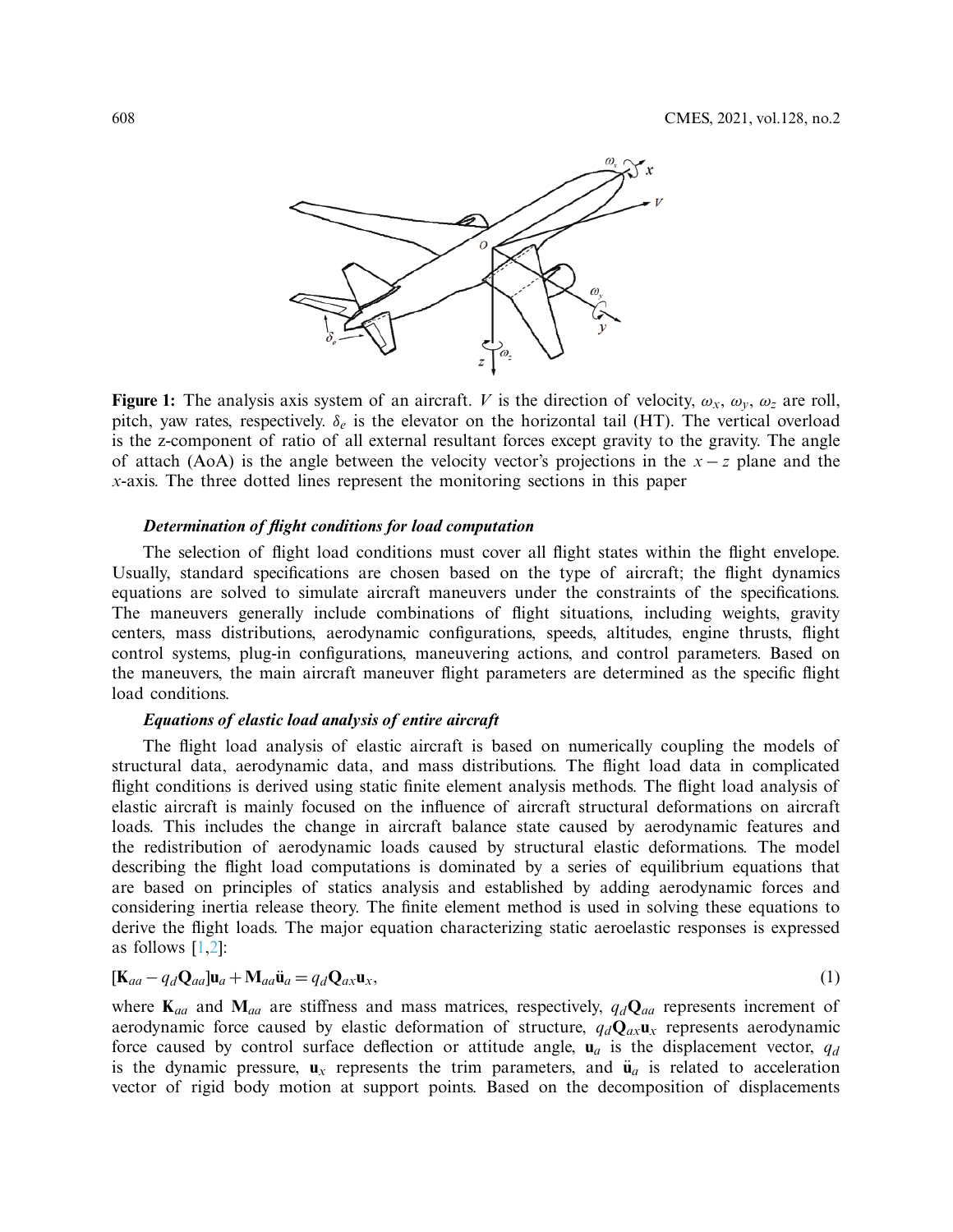**Figure 1:** The analysis axis system of an aircraft. $V$ is the direction of velocity, $\omega_x$, $\omega_y$, $\omega_z$ are roll, pitch, yaw rates, respectively. $\delta_e$ is the elevator on the horizontal tail (HT). The vertical overload is the z-component of ratio of all external resultant forces except gravity to the gravity. The angle of attach (AoA) is the angle between the velocity vector's projections in the $x-z$ plane and the $x$-axis. The three dotted lines represent the monitoring sections in this paper

***Determination of flight conditions for load computation***

The selection of flight load conditions must cover all flight states within the flight envelope. Usually, standard specifications are chosen based on the type of aircraft; the flight dynamics equations are solved to simulate aircraft maneuvers under the constraints of the specifications. The maneuvers generally include combinations of flight situations, including weights, gravity centers, mass distributions, aerodynamic configurations, speeds, altitudes, engine thrusts, flight control systems, plug-in configurations, maneuvering actions, and control parameters. Based on the maneuvers, the main aircraft maneuver flight parameters are determined as the specific flight load conditions.

***Equations of elastic load analysis of entire aircraft***

The flight load analysis of elastic aircraft is based on numerically coupling the models of structural data, aerodynamic data, and mass distributions. The flight load data in complicated flight conditions is derived using static finite element analysis methods. The flight load analysis of elastic aircraft is mainly focused on the influence of aircraft structural deformations on aircraft loads. This includes the change in aircraft balance state caused by aerodynamic features and the redistribution of aerodynamic loads caused by structural elastic deformations. The model describing the flight load computations is dominated by a series of equilibrium equations that are based on principles of statics analysis and established by adding aerodynamic forces and considering inertia release theory. The finite element method is used in solving these equations to derive the flight loads. The major equation characterizing static aeroelastic responses is expressed as follows [1,2]:

$$[\mathbf{K}_{aa} - q_d\mathbf{Q}_{aa}]\mathbf{u}_a + \mathbf{M}_{aa}\ddot{\mathbf{u}}_a = q_d\mathbf{Q}_{ax}\mathbf{u}_x, \tag{1}$$

where $\mathbf{K}_{aa}$ and $\mathbf{M}_{aa}$ are stiffness and mass matrices, respectively, $q_d\mathbf{Q}_{aa}$ represents increment of aerodynamic force caused by elastic deformation of structure, $q_d\mathbf{Q}_{ax}\mathbf{u}_x$ represents aerodynamic force caused by control surface deflection or attitude angle, $\mathbf{u}_a$ is the displacement vector, $q_d$ is the dynamic pressure, $\mathbf{u}_x$ represents the trim parameters, and $\ddot{\mathbf{u}}_a$ is related to acceleration vector of rigid body motion at support points. Based on the decomposition of displacements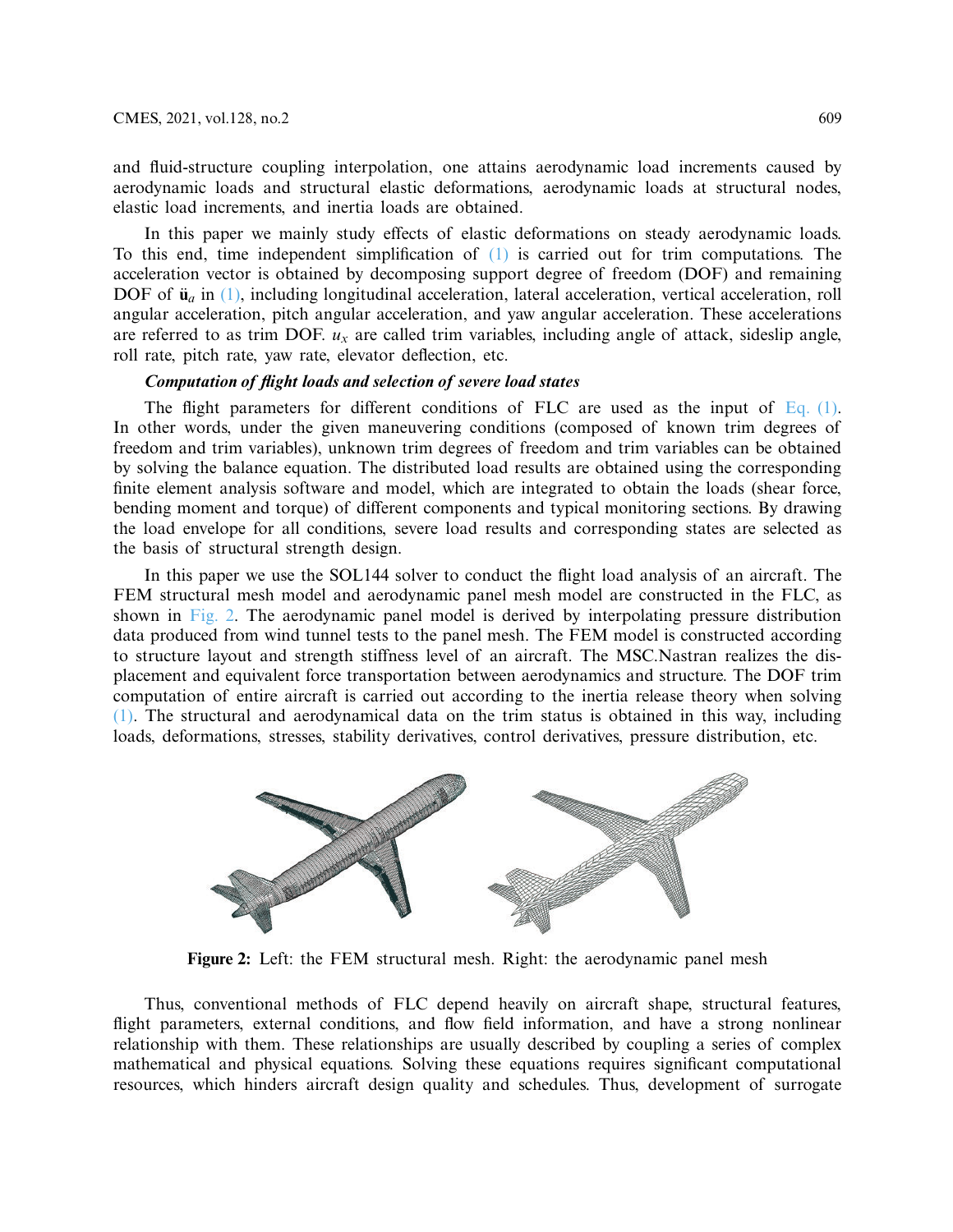and fluid-structure coupling interpolation, one attains aerodynamic load increments caused by aerodynamic loads and structural elastic deformations, aerodynamic loads at structural nodes, elastic load increments, and inertia loads are obtained.

In this paper we mainly study effects of elastic deformations on steady aerodynamic loads. To this end, time independent simplification of (1) is carried out for trim computations. The acceleration vector is obtained by decomposing support degree of freedom (DOF) and remaining DOF of $\ddot{\mathbf{u}}_a$ in (1), including longitudinal acceleration, lateral acceleration, vertical acceleration, roll angular acceleration, pitch angular acceleration, and yaw angular acceleration. These accelerations are referred to as trim DOF. $u_x$ are called trim variables, including angle of attack, sideslip angle, roll rate, pitch rate, yaw rate, elevator deflection, etc.

***Computation of flight loads and selection of severe load states***

The flight parameters for different conditions of FLC are used as the input of Eq. (1). In other words, under the given maneuvering conditions (composed of known trim degrees of freedom and trim variables), unknown trim degrees of freedom and trim variables can be obtained by solving the balance equation. The distributed load results are obtained using the corresponding finite element analysis software and model, which are integrated to obtain the loads (shear force, bending moment and torque) of different components and typical monitoring sections. By drawing the load envelope for all conditions, severe load results and corresponding states are selected as the basis of structural strength design.

In this paper we use the SOL144 solver to conduct the flight load analysis of an aircraft. The FEM structural mesh model and aerodynamic panel mesh model are constructed in the FLC, as shown in Fig. 2. The aerodynamic panel model is derived by interpolating pressure distribution data produced from wind tunnel tests to the panel mesh. The FEM model is constructed according to structure layout and strength stiffness level of an aircraft. The MSC.Nastran realizes the displacement and equivalent force transportation between aerodynamics and structure. The DOF trim computation of entire aircraft is carried out according to the inertia release theory when solving (1). The structural and aerodynamical data on the trim status is obtained in this way, including loads, deformations, stresses, stability derivatives, control derivatives, pressure distribution, etc.

**Figure 2:** Left: the FEM structural mesh. Right: the aerodynamic panel mesh

Thus, conventional methods of FLC depend heavily on aircraft shape, structural features, flight parameters, external conditions, and flow field information, and have a strong nonlinear relationship with them. These relationships are usually described by coupling a series of complex mathematical and physical equations. Solving these equations requires significant computational resources, which hinders aircraft design quality and schedules. Thus, development of surrogate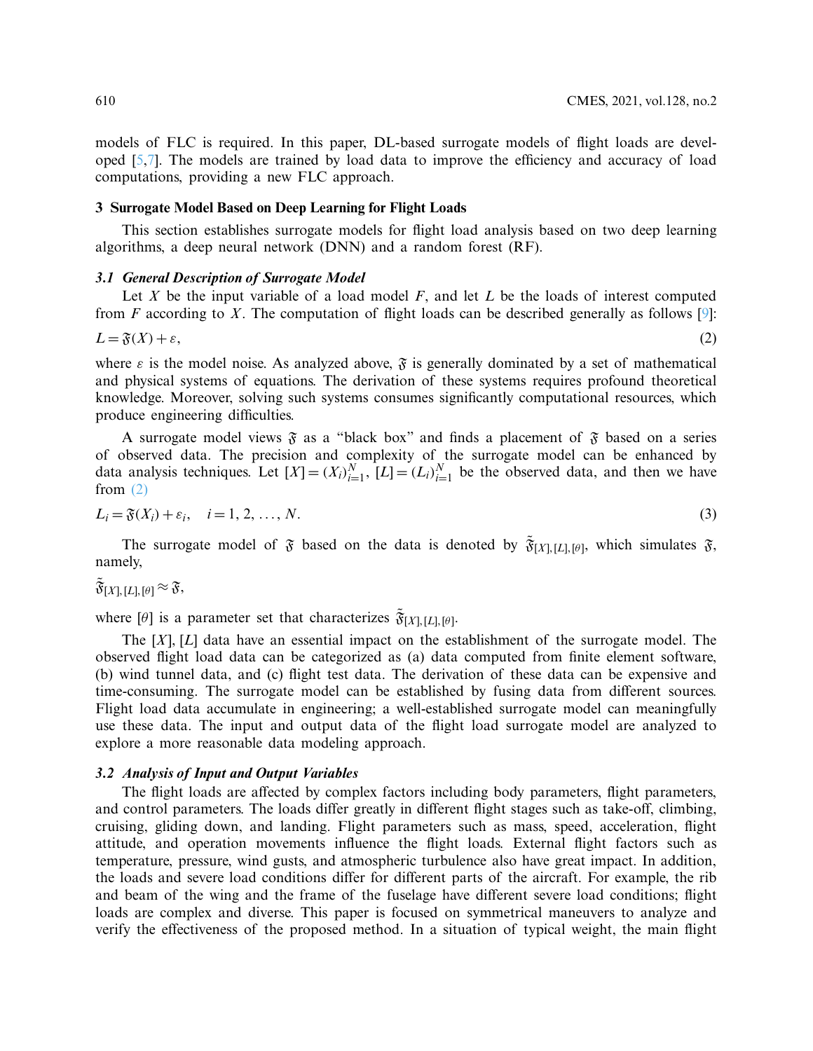models of FLC is required. In this paper, DL-based surrogate models of flight loads are developed [5,7]. The models are trained by load data to improve the efficiency and accuracy of load computations, providing a new FLC approach.

## 3 Surrogate Model Based on Deep Learning for Flight Loads

This section establishes surrogate models for flight load analysis based on two deep learning algorithms, a deep neural network (DNN) and a random forest (RF).

### *3.1 General Description of Surrogate Model*

Let $X$ be the input variable of a load model $F$, and let $L$ be the loads of interest computed from $F$ according to $X$. The computation of flight loads can be described generally as follows [9]:

$$L = \mathfrak{F}(X) + \varepsilon, \tag{2}$$

where $\varepsilon$ is the model noise. As analyzed above, $\mathfrak{F}$ is generally dominated by a set of mathematical and physical systems of equations. The derivation of these systems requires profound theoretical knowledge. Moreover, solving such systems consumes significantly computational resources, which produce engineering difficulties.

A surrogate model views $\mathfrak{F}$ as a "black box" and finds a placement of $\mathfrak{F}$ based on a series of observed data. The precision and complexity of the surrogate model can be enhanced by data analysis techniques. Let $[X] = (X_i)_{i=1}^{N}$, $[L] = (L_i)_{i=1}^{N}$ be the observed data, and then we have from (2)

$$L_i = \mathfrak{F}(X_i) + \varepsilon_i, \quad i = 1, 2, \ldots, N. \tag{3}$$

The surrogate model of $\mathfrak{F}$ based on the data is denoted by $\tilde{\mathfrak{F}}_{[X],[L],[\theta]}$, which simulates $\mathfrak{F}$, namely,

$$\tilde{\mathfrak{F}}_{[X],[L],[\theta]} \approx \mathfrak{F},$$

where $[\theta]$ is a parameter set that characterizes $\tilde{\mathfrak{F}}_{[X],[L],[\theta]}$.

The $[X]$, $[L]$ data have an essential impact on the establishment of the surrogate model. The observed flight load data can be categorized as (a) data computed from finite element software, (b) wind tunnel data, and (c) flight test data. The derivation of these data can be expensive and time-consuming. The surrogate model can be established by fusing data from different sources. Flight load data accumulate in engineering; a well-established surrogate model can meaningfully use these data. The input and output data of the flight load surrogate model are analyzed to explore a more reasonable data modeling approach.

### *3.2 Analysis of Input and Output Variables*

The flight loads are affected by complex factors including body parameters, flight parameters, and control parameters. The loads differ greatly in different flight stages such as take-off, climbing, cruising, gliding down, and landing. Flight parameters such as mass, speed, acceleration, flight attitude, and operation movements influence the flight loads. External flight factors such as temperature, pressure, wind gusts, and atmospheric turbulence also have great impact. In addition, the loads and severe load conditions differ for different parts of the aircraft. For example, the rib and beam of the wing and the frame of the fuselage have different severe load conditions; flight loads are complex and diverse. This paper is focused on symmetrical maneuvers to analyze and verify the effectiveness of the proposed method. In a situation of typical weight, the main flight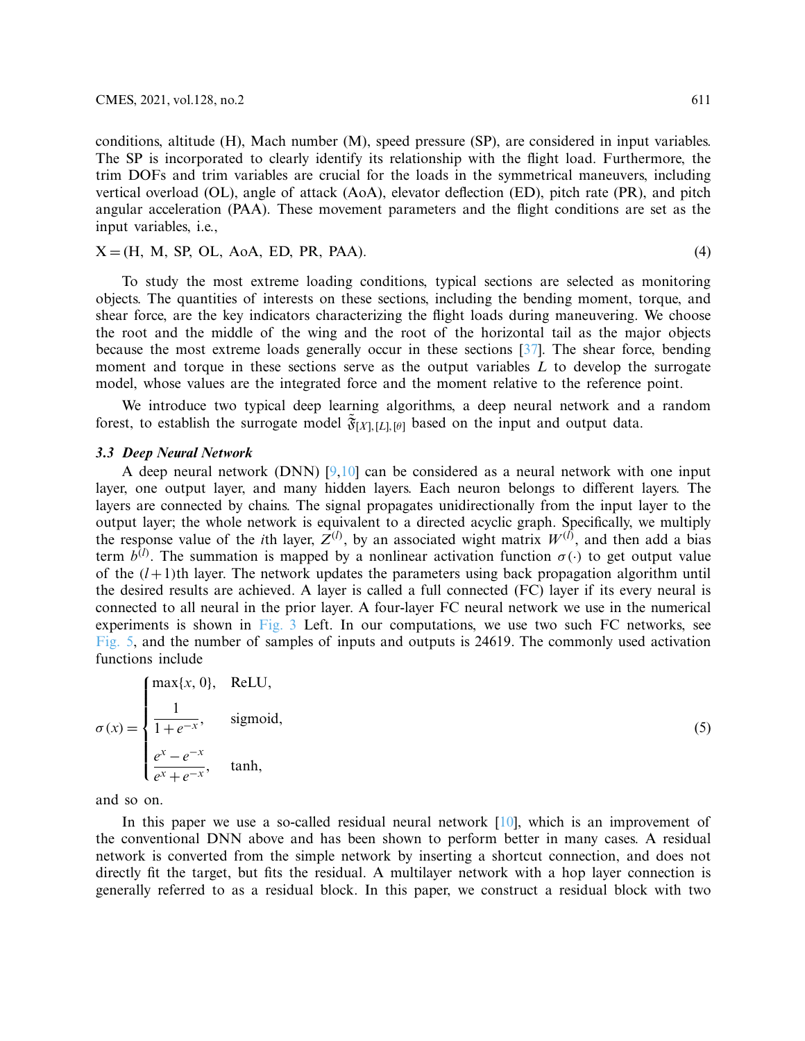conditions, altitude (H), Mach number (M), speed pressure (SP), are considered in input variables. The SP is incorporated to clearly identify its relationship with the flight load. Furthermore, the trim DOFs and trim variables are crucial for the loads in the symmetrical maneuvers, including vertical overload (OL), angle of attack (AoA), elevator deflection (ED), pitch rate (PR), and pitch angular acceleration (PAA). These movement parameters and the flight conditions are set as the input variables, i.e.,

$$\mathrm{X} = (\mathrm{H},\ \mathrm{M},\ \mathrm{SP},\ \mathrm{OL},\ \mathrm{AoA},\ \mathrm{ED},\ \mathrm{PR},\ \mathrm{PAA}). \tag{4}$$

To study the most extreme loading conditions, typical sections are selected as monitoring objects. The quantities of interests on these sections, including the bending moment, torque, and shear force, are the key indicators characterizing the flight loads during maneuvering. We choose the root and the middle of the wing and the root of the horizontal tail as the major objects because the most extreme loads generally occur in these sections [37]. The shear force, bending moment and torque in these sections serve as the output variables $L$ to develop the surrogate model, whose values are the integrated force and the moment relative to the reference point.

We introduce two typical deep learning algorithms, a deep neural network and a random forest, to establish the surrogate model $\tilde{\mathfrak{F}}_{[X],[L],[\theta]}$ based on the input and output data.

### *3.3 Deep Neural Network*

A deep neural network (DNN) [9,10] can be considered as a neural network with one input layer, one output layer, and many hidden layers. Each neuron belongs to different layers. The layers are connected by chains. The signal propagates unidirectionally from the input layer to the output layer; the whole network is equivalent to a directed acyclic graph. Specifically, we multiply the response value of the $i$th layer, $Z^{(l)}$, by an associated wight matrix $W^{(l)}$, and then add a bias term $b^{(l)}$. The summation is mapped by a nonlinear activation function $\sigma(\cdot)$ to get output value of the $(l+1)$th layer. The network updates the parameters using back propagation algorithm until the desired results are achieved. A layer is called a full connected (FC) layer if its every neural is connected to all neural in the prior layer. A four-layer FC neural network we use in the numerical experiments is shown in Fig. 3 Left. In our computations, we use two such FC networks, see Fig. 5, and the number of samples of inputs and outputs is 24619. The commonly used activation functions include

$$\sigma(x) = \begin{cases} \max\{x, 0\}, & \text{ReLU}, \\ \dfrac{1}{1+e^{-x}}, & \text{sigmoid}, \\ \dfrac{e^{x}-e^{-x}}{e^{x}+e^{-x}}, & \text{tanh}, \end{cases} \tag{5}$$

and so on.

In this paper we use a so-called residual neural network [10], which is an improvement of the conventional DNN above and has been shown to perform better in many cases. A residual network is converted from the simple network by inserting a shortcut connection, and does not directly fit the target, but fits the residual. A multilayer network with a hop layer connection is generally referred to as a residual block. In this paper, we construct a residual block with two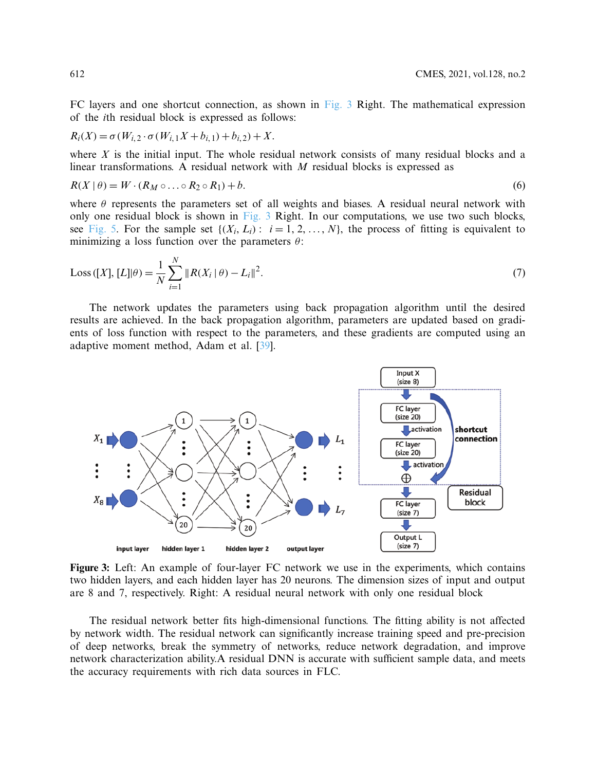FC layers and one shortcut connection, as shown in Fig. 3 Right. The mathematical expression of the $i$th residual block is expressed as follows:

$$R_i(X) = \sigma(W_{i,2} \cdot \sigma(W_{i,1}X + b_{i,1}) + b_{i,2}) + X.$$

where $X$ is the initial input. The whole residual network consists of many residual blocks and a linear transformations. A residual network with $M$ residual blocks is expressed as

$$R(X \mid \theta) = W \cdot (R_M \circ \ldots \circ R_2 \circ R_1) + b. \tag{6}$$

where $\theta$ represents the parameters set of all weights and biases. A residual neural network with only one residual block is shown in Fig. 3 Right. In our computations, we use two such blocks, see Fig. 5. For the sample set $\{(X_i, L_i): \ i = 1, 2, \ldots, N\}$, the process of fitting is equivalent to minimizing a loss function over the parameters $\theta$:

$$\text{Loss}([X], [L]|\theta) = \frac{1}{N}\sum_{i=1}^{N} \|R(X_i \mid \theta) - L_i\|^2. \tag{7}$$

The network updates the parameters using back propagation algorithm until the desired results are achieved. In the back propagation algorithm, parameters are updated based on gradients of loss function with respect to the parameters, and these gradients are computed using an adaptive moment method, Adam et al. [39].

**Figure 3:** Left: An example of four-layer FC network we use in the experiments, which contains two hidden layers, and each hidden layer has 20 neurons. The dimension sizes of input and output are 8 and 7, respectively. Right: A residual neural network with only one residual block

The residual network better fits high-dimensional functions. The fitting ability is not affected by network width. The residual network can significantly increase training speed and pre-precision of deep networks, break the symmetry of networks, reduce network degradation, and improve network characterization ability.A residual DNN is accurate with sufficient sample data, and meets the accuracy requirements with rich data sources in FLC.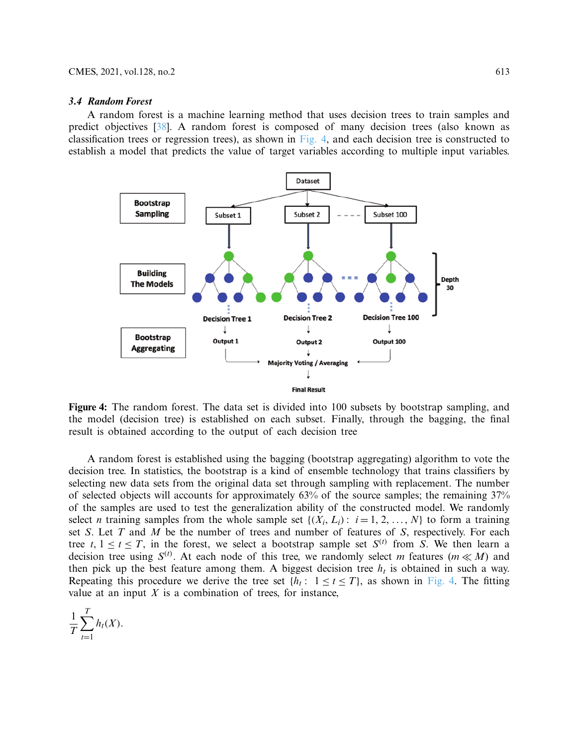### 3.4 Random Forest

A random forest is a machine learning method that uses decision trees to train samples and predict objectives [38]. A random forest is composed of many decision trees (also known as classification trees or regression trees), as shown in Fig. 4, and each decision tree is constructed to establish a model that predicts the value of target variables according to multiple input variables.

**Figure 4:** The random forest. The data set is divided into 100 subsets by bootstrap sampling, and the model (decision tree) is established on each subset. Finally, through the bagging, the final result is obtained according to the output of each decision tree

A random forest is established using the bagging (bootstrap aggregating) algorithm to vote the decision tree. In statistics, the bootstrap is a kind of ensemble technology that trains classifiers by selecting new data sets from the original data set through sampling with replacement. The number of selected objects will accounts for approximately 63% of the source samples; the remaining 37% of the samples are used to test the generalization ability of the constructed model. We randomly select $n$ training samples from the whole sample set $\{(X_i, L_i): i = 1, 2, \ldots, N\}$ to form a training set $S$. Let $T$ and $M$ be the number of trees and number of features of $S$, respectively. For each tree $t$, $1 \le t \le T$, in the forest, we select a bootstrap sample set $S^{(t)}$ from $S$. We then learn a decision tree using $S^{(t)}$. At each node of this tree, we randomly select $m$ features ($m \ll M$) and then pick up the best feature among them. A biggest decision tree $h_t$ is obtained in such a way. Repeating this procedure we derive the tree set $\{h_t: 1 \le t \le T\}$, as shown in Fig. 4. The fitting value at an input $X$ is a combination of trees, for instance,

$$\frac{1}{T}\sum_{t=1}^{T} h_t(X).$$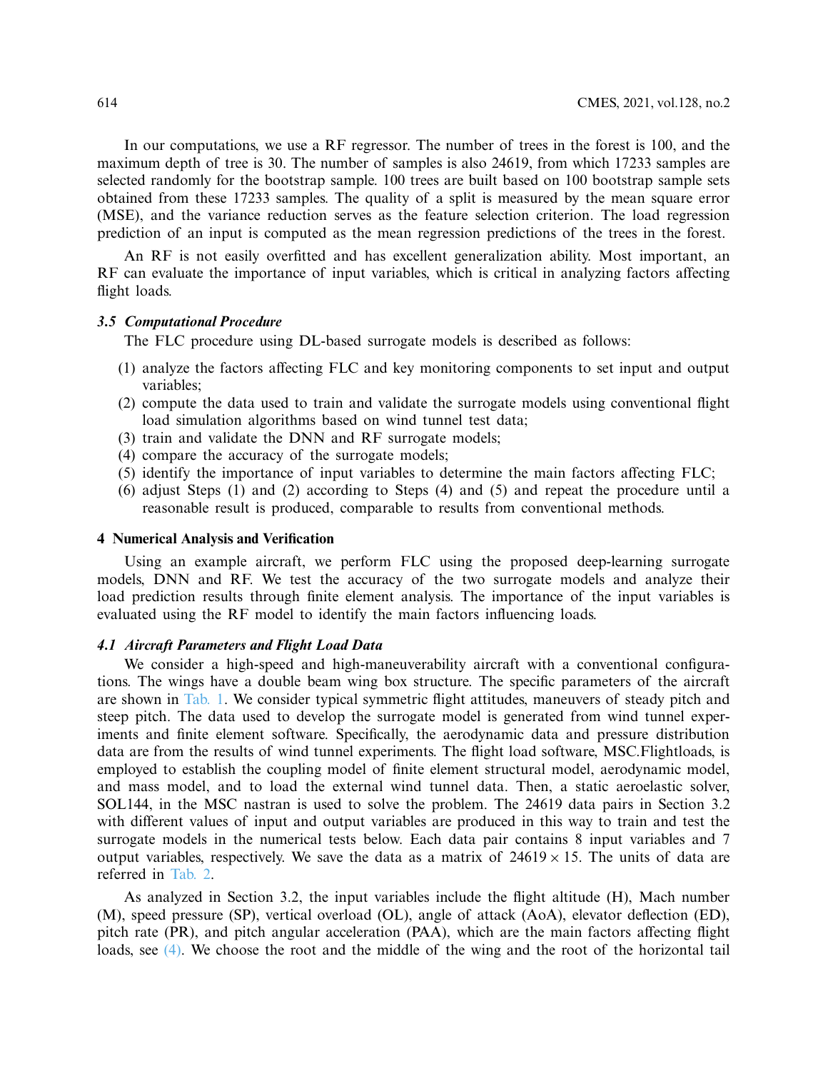In our computations, we use a RF regressor. The number of trees in the forest is 100, and the maximum depth of tree is 30. The number of samples is also 24619, from which 17233 samples are selected randomly for the bootstrap sample. 100 trees are built based on 100 bootstrap sample sets obtained from these 17233 samples. The quality of a split is measured by the mean square error (MSE), and the variance reduction serves as the feature selection criterion. The load regression prediction of an input is computed as the mean regression predictions of the trees in the forest.

An RF is not easily overfitted and has excellent generalization ability. Most important, an RF can evaluate the importance of input variables, which is critical in analyzing factors affecting flight loads.

### *3.5 Computational Procedure*

The FLC procedure using DL-based surrogate models is described as follows:

(1) analyze the factors affecting FLC and key monitoring components to set input and output variables;
(2) compute the data used to train and validate the surrogate models using conventional flight load simulation algorithms based on wind tunnel test data;
(3) train and validate the DNN and RF surrogate models;
(4) compare the accuracy of the surrogate models;
(5) identify the importance of input variables to determine the main factors affecting FLC;
(6) adjust Steps (1) and (2) according to Steps (4) and (5) and repeat the procedure until a reasonable result is produced, comparable to results from conventional methods.

## 4 Numerical Analysis and Verification

Using an example aircraft, we perform FLC using the proposed deep-learning surrogate models, DNN and RF. We test the accuracy of the two surrogate models and analyze their load prediction results through finite element analysis. The importance of the input variables is evaluated using the RF model to identify the main factors influencing loads.

### *4.1 Aircraft Parameters and Flight Load Data*

We consider a high-speed and high-maneuverability aircraft with a conventional configurations. The wings have a double beam wing box structure. The specific parameters of the aircraft are shown in Tab. 1. We consider typical symmetric flight attitudes, maneuvers of steady pitch and steep pitch. The data used to develop the surrogate model is generated from wind tunnel experiments and finite element software. Specifically, the aerodynamic data and pressure distribution data are from the results of wind tunnel experiments. The flight load software, MSC.Flightloads, is employed to establish the coupling model of finite element structural model, aerodynamic model, and mass model, and to load the external wind tunnel data. Then, a static aeroelastic solver, SOL144, in the MSC nastran is used to solve the problem. The 24619 data pairs in Section 3.2 with different values of input and output variables are produced in this way to train and test the surrogate models in the numerical tests below. Each data pair contains 8 input variables and 7 output variables, respectively. We save the data as a matrix of $24619 \times 15$. The units of data are referred in Tab. 2.

As analyzed in Section 3.2, the input variables include the flight altitude (H), Mach number (M), speed pressure (SP), vertical overload (OL), angle of attack (AoA), elevator deflection (ED), pitch rate (PR), and pitch angular acceleration (PAA), which are the main factors affecting flight loads, see (4). We choose the root and the middle of the wing and the root of the horizontal tail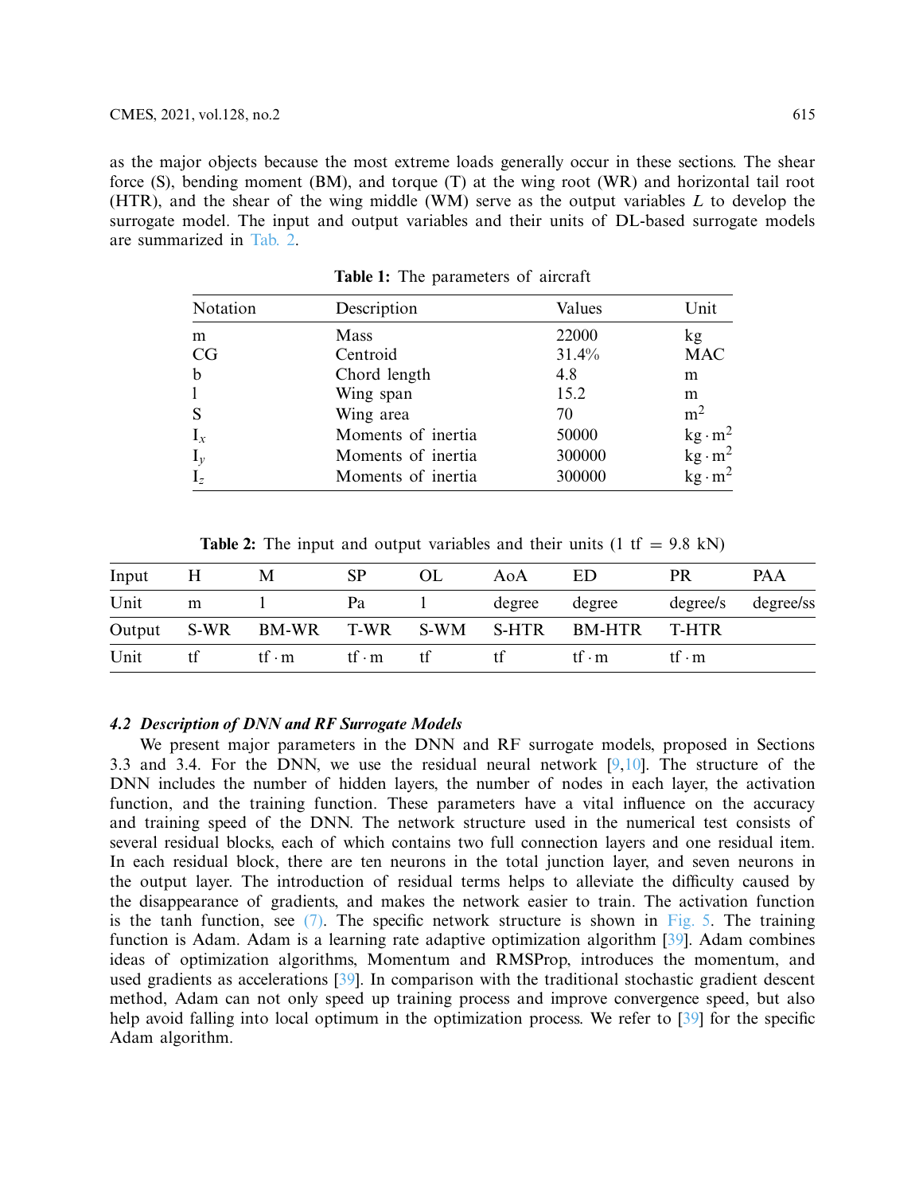as the major objects because the most extreme loads generally occur in these sections. The shear force (S), bending moment (BM), and torque (T) at the wing root (WR) and horizontal tail root (HTR), and the shear of the wing middle (WM) serve as the output variables $L$ to develop the surrogate model. The input and output variables and their units of DL-based surrogate models are summarized in Tab. 2.

**Table 1:** The parameters of aircraft

| Notation | Description | Values | Unit |
|---|---|---|---|
| m | Mass | 22000 | kg |
| CG | Centroid | 31.4% | MAC |
| b | Chord length | 4.8 | m |
| l | Wing span | 15.2 | m |
| S | Wing area | 70 | $m^2$ |
| $I_x$ | Moments of inertia | 50000 | $kg \cdot m^2$ |
| $I_y$ | Moments of inertia | 300000 | $kg \cdot m^2$ |
| $I_z$ | Moments of inertia | 300000 | $kg \cdot m^2$ |

**Table 2:** The input and output variables and their units (1 tf = 9.8 kN)

| Input | H | M | SP | OL | AoA | ED | PR | PAA |
|---|---|---|---|---|---|---|---|---|
| Unit | m | 1 | Pa | 1 | degree | degree | degree/s | degree/ss |
| Output | S-WR | BM-WR | T-WR | S-WM | S-HTR | BM-HTR | T-HTR | |
| Unit | tf | $tf \cdot m$ | $tf \cdot m$ | tf | tf | $tf \cdot m$ | $tf \cdot m$ | |

### *4.2 Description of DNN and RF Surrogate Models*

We present major parameters in the DNN and RF surrogate models, proposed in Sections 3.3 and 3.4. For the DNN, we use the residual neural network [9,10]. The structure of the DNN includes the number of hidden layers, the number of nodes in each layer, the activation function, and the training function. These parameters have a vital influence on the accuracy and training speed of the DNN. The network structure used in the numerical test consists of several residual blocks, each of which contains two full connection layers and one residual item. In each residual block, there are ten neurons in the total junction layer, and seven neurons in the output layer. The introduction of residual terms helps to alleviate the difficulty caused by the disappearance of gradients, and makes the network easier to train. The activation function is the tanh function, see (7). The specific network structure is shown in Fig. 5. The training function is Adam. Adam is a learning rate adaptive optimization algorithm [39]. Adam combines ideas of optimization algorithms, Momentum and RMSProp, introduces the momentum, and used gradients as accelerations [39]. In comparison with the traditional stochastic gradient descent method, Adam can not only speed up training process and improve convergence speed, but also help avoid falling into local optimum in the optimization process. We refer to [39] for the specific Adam algorithm.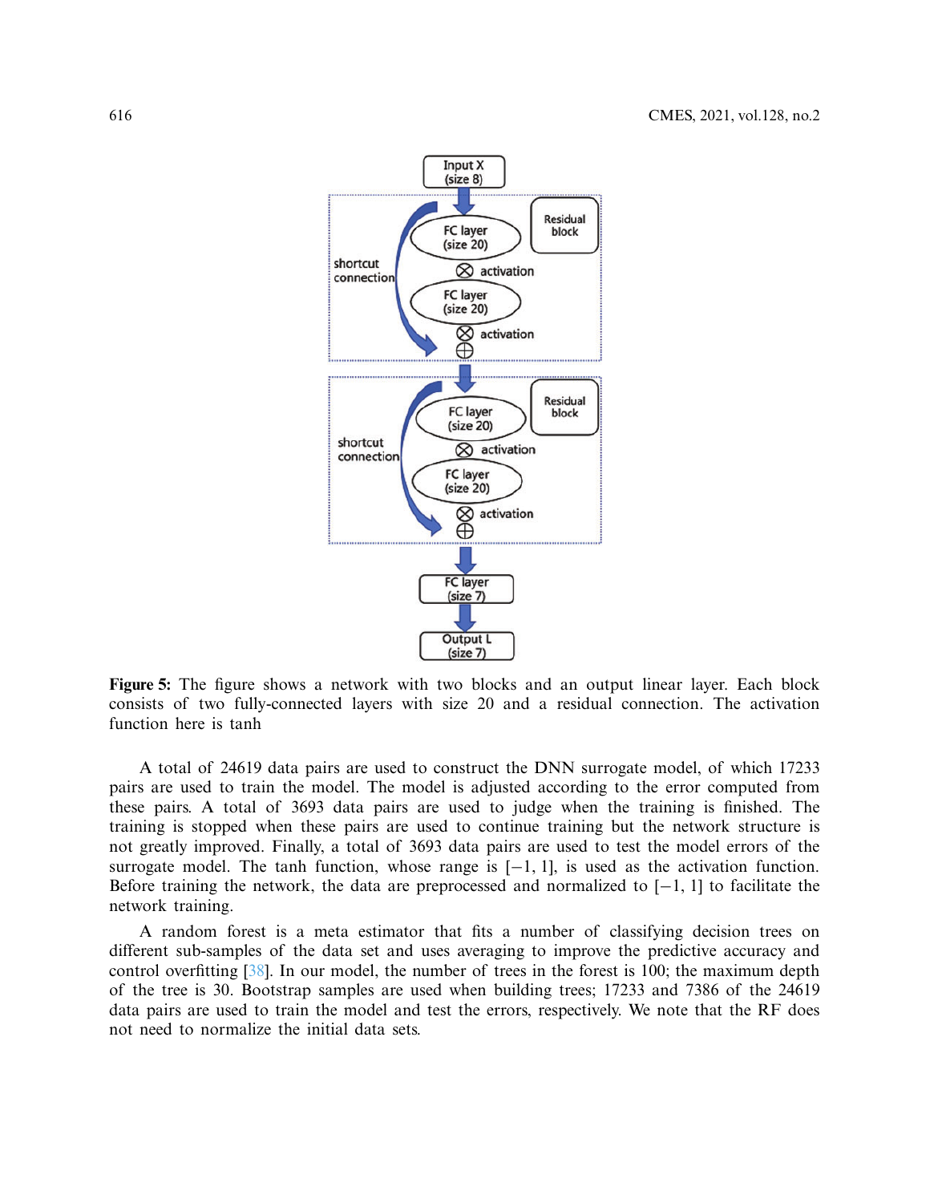**Figure 5:** The figure shows a network with two blocks and an output linear layer. Each block consists of two fully-connected layers with size 20 and a residual connection. The activation function here is tanh

A total of 24619 data pairs are used to construct the DNN surrogate model, of which 17233 pairs are used to train the model. The model is adjusted according to the error computed from these pairs. A total of 3693 data pairs are used to judge when the training is finished. The training is stopped when these pairs are used to continue training but the network structure is not greatly improved. Finally, a total of 3693 data pairs are used to test the model errors of the surrogate model. The tanh function, whose range is $[-1, 1]$, is used as the activation function. Before training the network, the data are preprocessed and normalized to $[-1, 1]$ to facilitate the network training.

A random forest is a meta estimator that fits a number of classifying decision trees on different sub-samples of the data set and uses averaging to improve the predictive accuracy and control overfitting [38]. In our model, the number of trees in the forest is 100; the maximum depth of the tree is 30. Bootstrap samples are used when building trees; 17233 and 7386 of the 24619 data pairs are used to train the model and test the errors, respectively. We note that the RF does not need to normalize the initial data sets.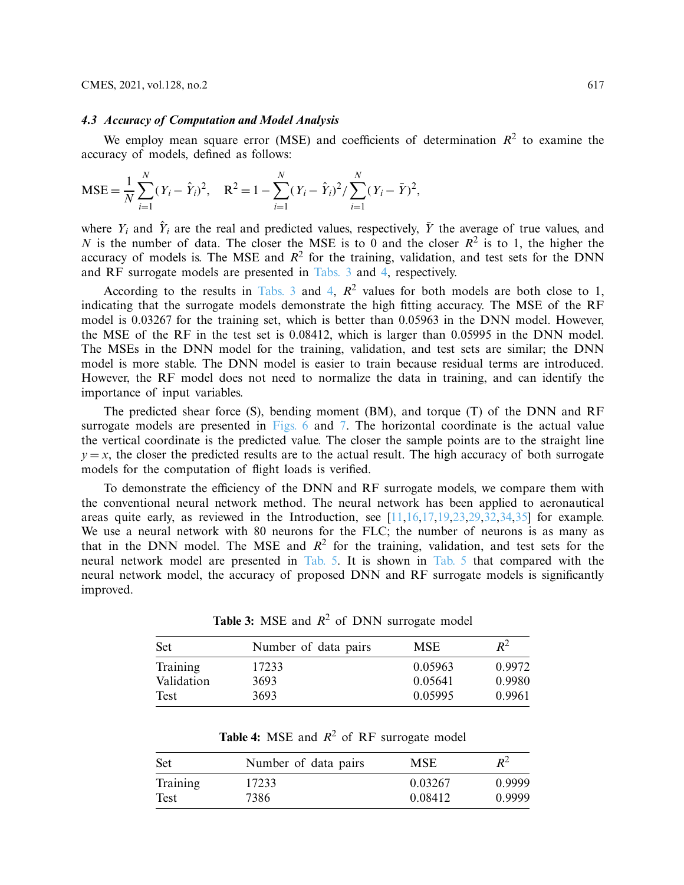### *4.3 Accuracy of Computation and Model Analysis*

We employ mean square error (MSE) and coefficients of determination $R^2$ to examine the accuracy of models, defined as follows:

$$\mathrm{MSE} = \frac{1}{N}\sum_{i=1}^{N}(Y_i - \hat{Y}_i)^2, \quad \mathrm{R}^2 = 1 - \sum_{i=1}^{N}(Y_i - \hat{Y}_i)^2 / \sum_{i=1}^{N}(Y_i - \bar{Y})^2,$$

where $Y_i$ and $\hat{Y}_i$ are the real and predicted values, respectively, $\bar{Y}$ the average of true values, and $N$ is the number of data. The closer the MSE is to 0 and the closer $R^2$ is to 1, the higher the accuracy of models is. The MSE and $R^2$ for the training, validation, and test sets for the DNN and RF surrogate models are presented in Tabs. 3 and 4, respectively.

According to the results in Tabs. 3 and 4, $R^2$ values for both models are both close to 1, indicating that the surrogate models demonstrate the high fitting accuracy. The MSE of the RF model is 0.03267 for the training set, which is better than 0.05963 in the DNN model. However, the MSE of the RF in the test set is 0.08412, which is larger than 0.05995 in the DNN model. The MSEs in the DNN model for the training, validation, and test sets are similar; the DNN model is more stable. The DNN model is easier to train because residual terms are introduced. However, the RF model does not need to normalize the data in training, and can identify the importance of input variables.

The predicted shear force (S), bending moment (BM), and torque (T) of the DNN and RF surrogate models are presented in Figs. 6 and 7. The horizontal coordinate is the actual value the vertical coordinate is the predicted value. The closer the sample points are to the straight line $y = x$, the closer the predicted results are to the actual result. The high accuracy of both surrogate models for the computation of flight loads is verified.

To demonstrate the efficiency of the DNN and RF surrogate models, we compare them with the conventional neural network method. The neural network has been applied to aeronautical areas quite early, as reviewed in the Introduction, see [11,16,17,19,23,29,32,34,35] for example. We use a neural network with 80 neurons for the FLC; the number of neurons is as many as that in the DNN model. The MSE and $R^2$ for the training, validation, and test sets for the neural network model are presented in Tab. 5. It is shown in Tab. 5 that compared with the neural network model, the accuracy of proposed DNN and RF surrogate models is significantly improved.

**Table 3:** MSE and $R^2$ of DNN surrogate model

| Set | Number of data pairs | MSE | $R^2$ |
|---|---|---|---|
| Training | 17233 | 0.05963 | 0.9972 |
| Validation | 3693 | 0.05641 | 0.9980 |
| Test | 3693 | 0.05995 | 0.9961 |

**Table 4:** MSE and $R^2$ of RF surrogate model

| Set | Number of data pairs | MSE | $R^2$ |
|---|---|---|---|
| Training | 17233 | 0.03267 | 0.9999 |
| Test | 7386 | 0.08412 | 0.9999 |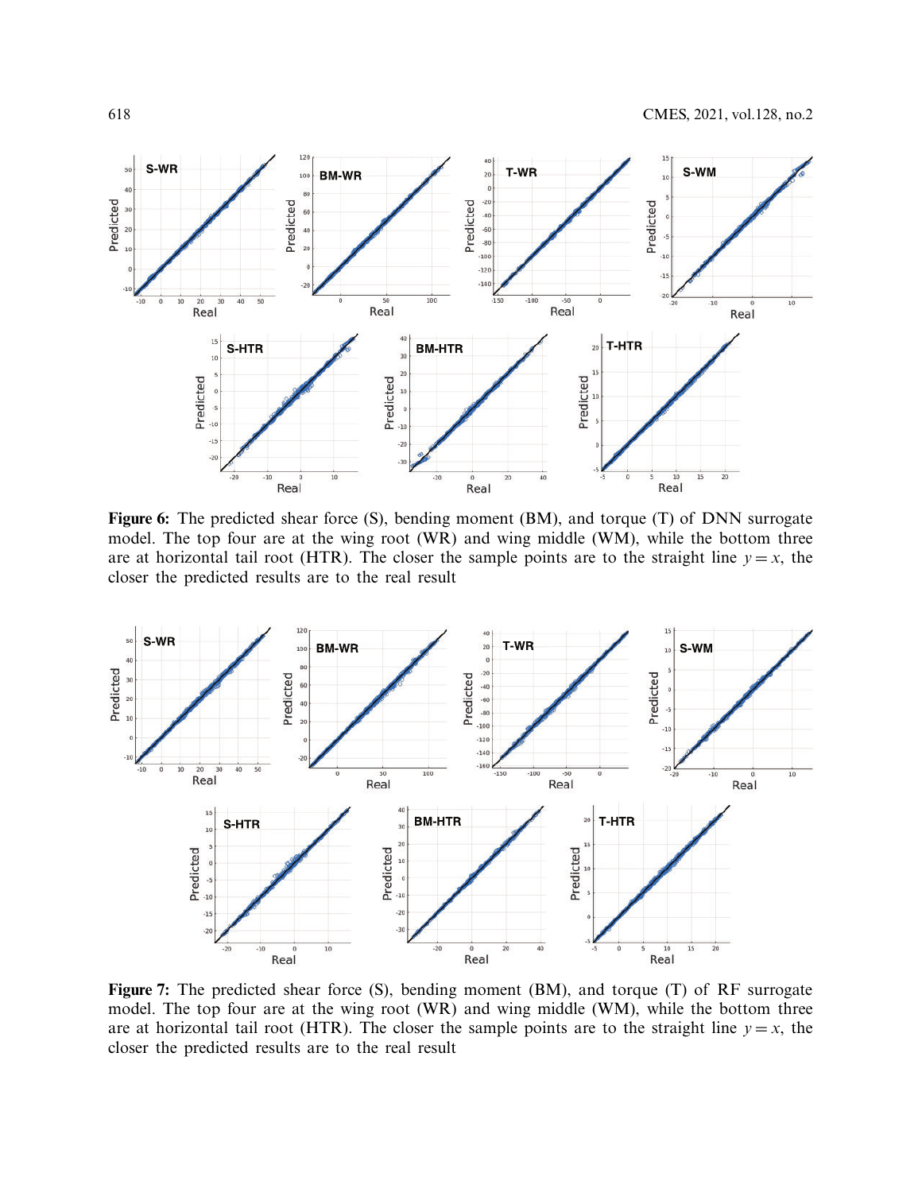**Figure 6:** The predicted shear force (S), bending moment (BM), and torque (T) of DNN surrogate model. The top four are at the wing root (WR) and wing middle (WM), while the bottom three are at horizontal tail root (HTR). The closer the sample points are to the straight line $y = x$, the closer the predicted results are to the real result

**Figure 7:** The predicted shear force (S), bending moment (BM), and torque (T) of RF surrogate model. The top four are at the wing root (WR) and wing middle (WM), while the bottom three are at horizontal tail root (HTR). The closer the sample points are to the straight line $y = x$, the closer the predicted results are to the real result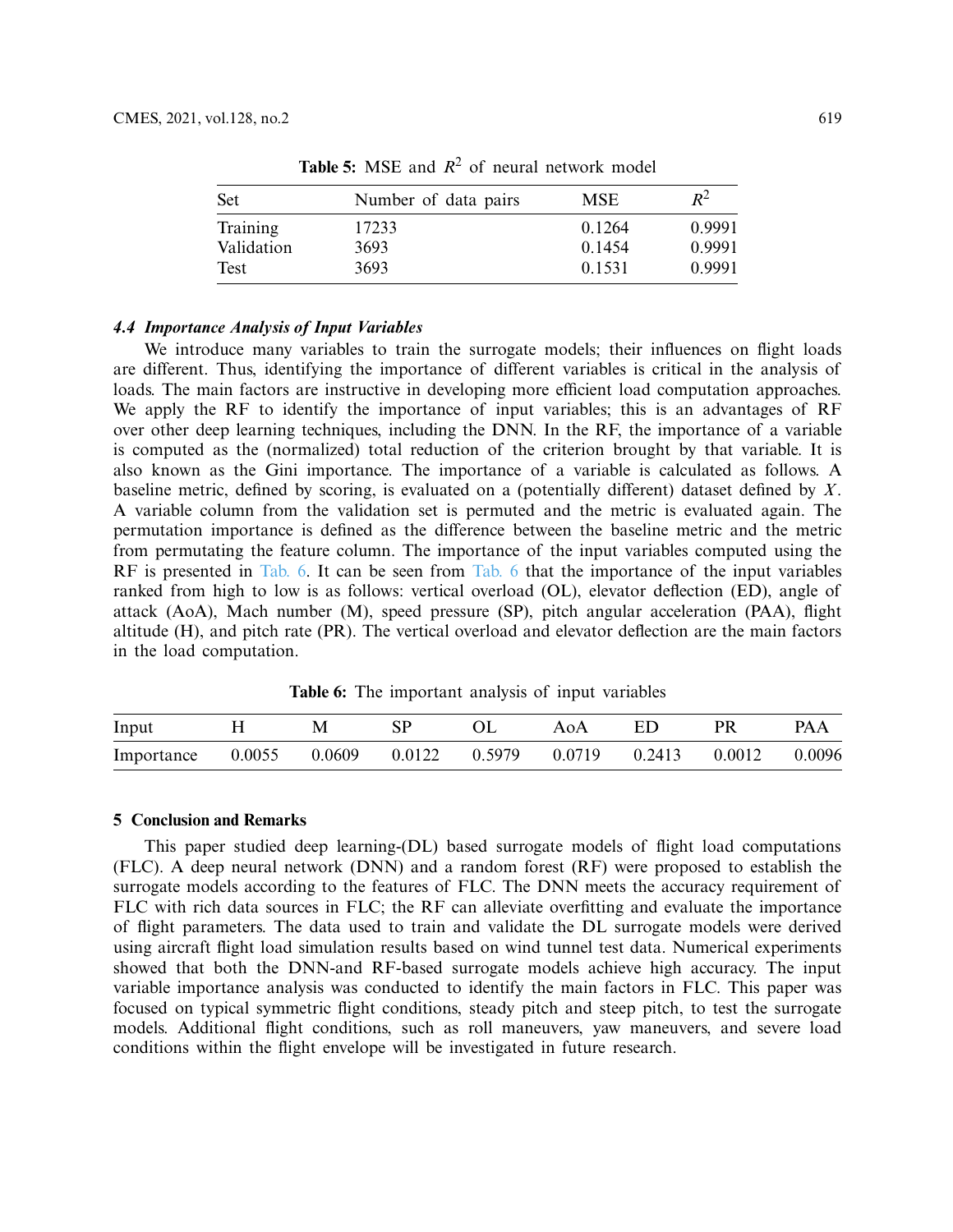**Table 5:** MSE and $R^2$ of neural network model

| Set | Number of data pairs | MSE | $R^2$ |
|---|---|---|---|
| Training | 17233 | 0.1264 | 0.9991 |
| Validation | 3693 | 0.1454 | 0.9991 |
| Test | 3693 | 0.1531 | 0.9991 |

### *4.4 Importance Analysis of Input Variables*

We introduce many variables to train the surrogate models; their influences on flight loads are different. Thus, identifying the importance of different variables is critical in the analysis of loads. The main factors are instructive in developing more efficient load computation approaches. We apply the RF to identify the importance of input variables; this is an advantages of RF over other deep learning techniques, including the DNN. In the RF, the importance of a variable is computed as the (normalized) total reduction of the criterion brought by that variable. It is also known as the Gini importance. The importance of a variable is calculated as follows. A baseline metric, defined by scoring, is evaluated on a (potentially different) dataset defined by $X$. A variable column from the validation set is permuted and the metric is evaluated again. The permutation importance is defined as the difference between the baseline metric and the metric from permutating the feature column. The importance of the input variables computed using the RF is presented in Tab. 6. It can be seen from Tab. 6 that the importance of the input variables ranked from high to low is as follows: vertical overload (OL), elevator deflection (ED), angle of attack (AoA), Mach number (M), speed pressure (SP), pitch angular acceleration (PAA), flight altitude (H), and pitch rate (PR). The vertical overload and elevator deflection are the main factors in the load computation.

**Table 6:** The important analysis of input variables

| Input | H | M | SP | OL | AoA | ED | PR | PAA |
|---|---|---|---|---|---|---|---|---|
| Importance | 0.0055 | 0.0609 | 0.0122 | 0.5979 | 0.0719 | 0.2413 | 0.0012 | 0.0096 |

## 5 Conclusion and Remarks

This paper studied deep learning-(DL) based surrogate models of flight load computations (FLC). A deep neural network (DNN) and a random forest (RF) were proposed to establish the surrogate models according to the features of FLC. The DNN meets the accuracy requirement of FLC with rich data sources in FLC; the RF can alleviate overfitting and evaluate the importance of flight parameters. The data used to train and validate the DL surrogate models were derived using aircraft flight load simulation results based on wind tunnel test data. Numerical experiments showed that both the DNN-and RF-based surrogate models achieve high accuracy. The input variable importance analysis was conducted to identify the main factors in FLC. This paper was focused on typical symmetric flight conditions, steady pitch and steep pitch, to test the surrogate models. Additional flight conditions, such as roll maneuvers, yaw maneuvers, and severe load conditions within the flight envelope will be investigated in future research.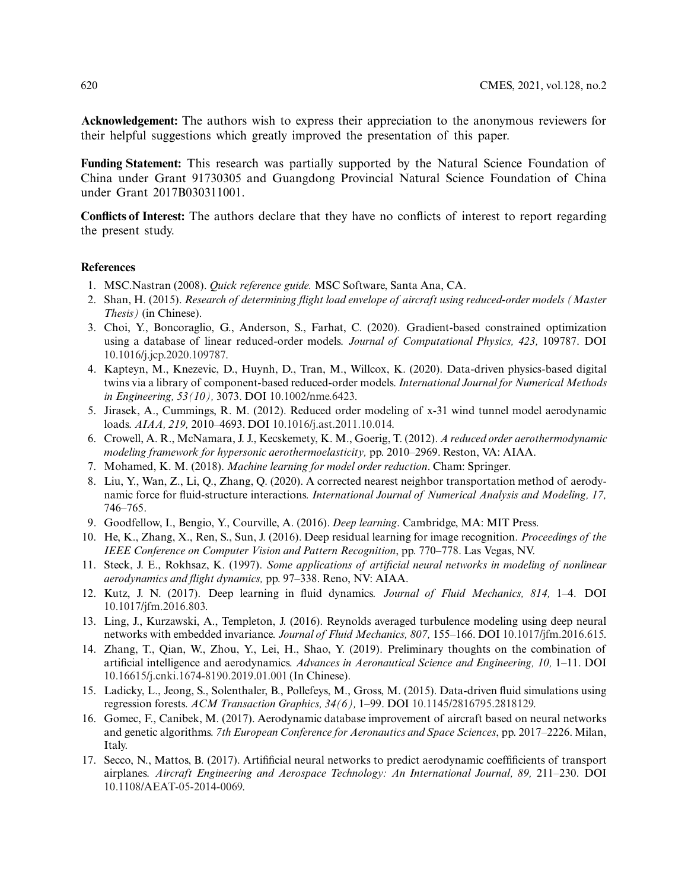**Acknowledgement:** The authors wish to express their appreciation to the anonymous reviewers for their helpful suggestions which greatly improved the presentation of this paper.

**Funding Statement:** This research was partially supported by the Natural Science Foundation of China under Grant 91730305 and Guangdong Provincial Natural Science Foundation of China under Grant 2017B030311001.

**Conflicts of Interest:** The authors declare that they have no conflicts of interest to report regarding the present study.

## References

1. MSC.Nastran (2008). *Quick reference guide.* MSC Software, Santa Ana, CA.
2. Shan, H. (2015). *Research of determining flight load envelope of aircraft using reduced-order models (Master Thesis)* (in Chinese).
3. Choi, Y., Boncoraglio, G., Anderson, S., Farhat, C. (2020). Gradient-based constrained optimization using a database of linear reduced-order models. *Journal of Computational Physics, 423,* 109787. DOI 10.1016/j.jcp.2020.109787.
4. Kapteyn, M., Knezevic, D., Huynh, D., Tran, M., Willcox, K. (2020). Data-driven physics-based digital twins via a library of component-based reduced-order models. *International Journal for Numerical Methods in Engineering, 53(10),* 3073. DOI 10.1002/nme.6423.
5. Jirasek, A., Cummings, R. M. (2012). Reduced order modeling of x-31 wind tunnel model aerodynamic loads. *AIAA, 219,* 2010–4693. DOI 10.1016/j.ast.2011.10.014.
6. Crowell, A. R., McNamara, J. J., Kecskemety, K. M., Goerig, T. (2012). *A reduced order aerothermodynamic modeling framework for hypersonic aerothermoelasticity,* pp. 2010–2969. Reston, VA: AIAA.
7. Mohamed, K. M. (2018). *Machine learning for model order reduction*. Cham: Springer.
8. Liu, Y., Wan, Z., Li, Q., Zhang, Q. (2020). A corrected nearest neighbor transportation method of aerodynamic force for fluid-structure interactions. *International Journal of Numerical Analysis and Modeling, 17,* 746–765.
9. Goodfellow, I., Bengio, Y., Courville, A. (2016). *Deep learning*. Cambridge, MA: MIT Press.
10. He, K., Zhang, X., Ren, S., Sun, J. (2016). Deep residual learning for image recognition. *Proceedings of the IEEE Conference on Computer Vision and Pattern Recognition*, pp. 770–778. Las Vegas, NV.
11. Steck, J. E., Rokhsaz, K. (1997). *Some applications of artificial neural networks in modeling of nonlinear aerodynamics and flight dynamics,* pp. 97–338. Reno, NV: AIAA.
12. Kutz, J. N. (2017). Deep learning in fluid dynamics. *Journal of Fluid Mechanics, 814,* 1–4. DOI 10.1017/jfm.2016.803.
13. Ling, J., Kurzawski, A., Templeton, J. (2016). Reynolds averaged turbulence modeling using deep neural networks with embedded invariance. *Journal of Fluid Mechanics, 807,* 155–166. DOI 10.1017/jfm.2016.615.
14. Zhang, T., Qian, W., Zhou, Y., Lei, H., Shao, Y. (2019). Preliminary thoughts on the combination of artificial intelligence and aerodynamics. *Advances in Aeronautical Science and Engineering, 10,* 1–11. DOI 10.16615/j.cnki.1674-8190.2019.01.001 (In Chinese).
15. Ladicky, L., Jeong, S., Solenthaler, B., Pollefeys, M., Gross, M. (2015). Data-driven fluid simulations using regression forests. *ACM Transaction Graphics, 34(6),* 1–99. DOI 10.1145/2816795.2818129.
16. Gomec, F., Canibek, M. (2017). Aerodynamic database improvement of aircraft based on neural networks and genetic algorithms. *7th European Conference for Aeronautics and Space Sciences*, pp. 2017–2226. Milan, Italy.
17. Secco, N., Mattos, B. (2017). Artifficial neural networks to predict aerodynamic coeffficients of transport airplanes. *Aircraft Engineering and Aerospace Technology: An International Journal, 89,* 211–230. DOI 10.1108/AEAT-05-2014-0069.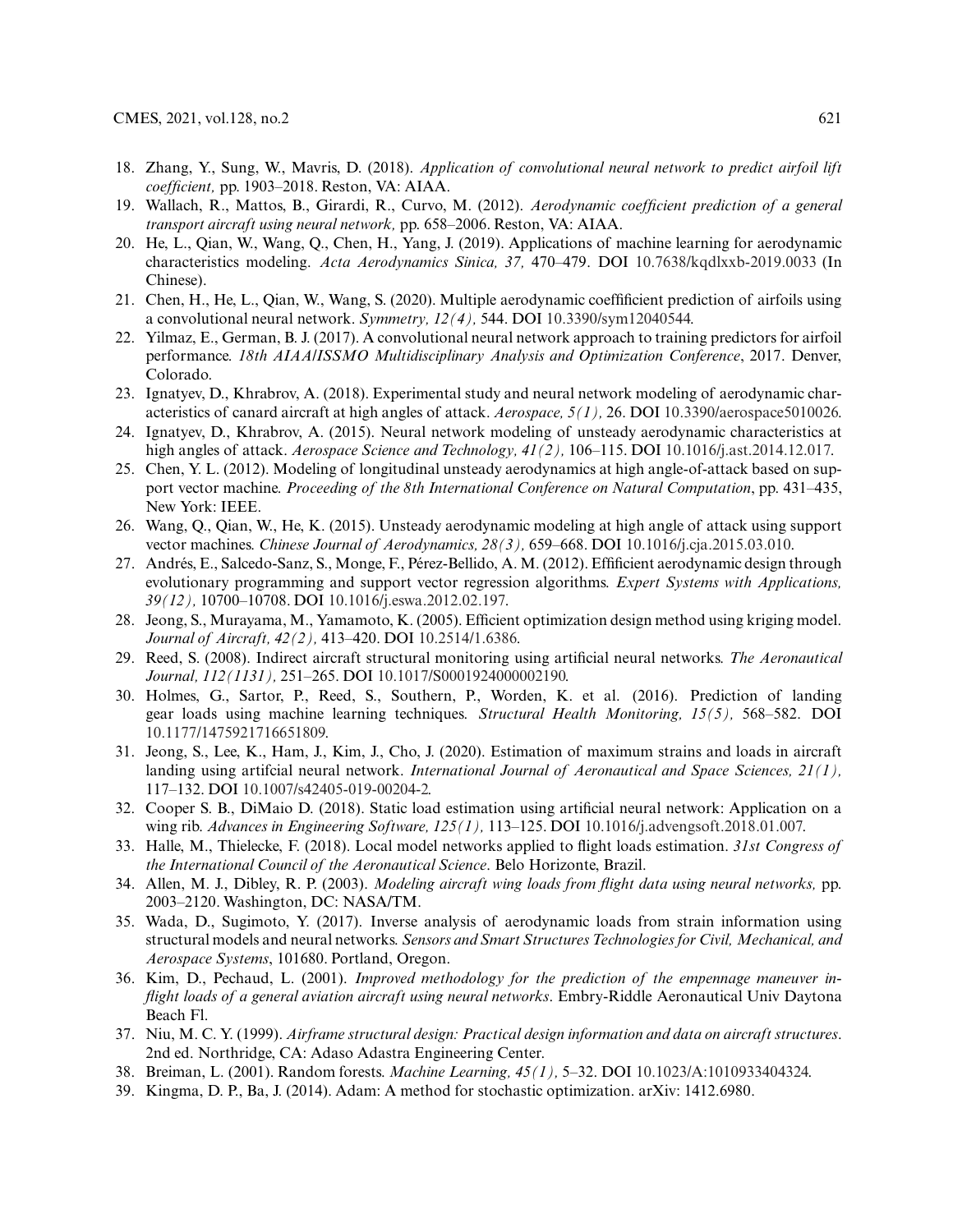18. Zhang, Y., Sung, W., Mavris, D. (2018). *Application of convolutional neural network to predict airfoil lift coefficient,* pp. 1903–2018. Reston, VA: AIAA.
19. Wallach, R., Mattos, B., Girardi, R., Curvo, M. (2012). *Aerodynamic coefficient prediction of a general transport aircraft using neural network,* pp. 658–2006. Reston, VA: AIAA.
20. He, L., Qian, W., Wang, Q., Chen, H., Yang, J. (2019). Applications of machine learning for aerodynamic characteristics modeling. *Acta Aerodynamics Sinica, 37,* 470–479. DOI 10.7638/kqdlxxb-2019.0033 (In Chinese).
21. Chen, H., He, L., Qian, W., Wang, S. (2020). Multiple aerodynamic coeffificient prediction of airfoils using a convolutional neural network. *Symmetry, 12(4),* 544. DOI 10.3390/sym12040544.
22. Yilmaz, E., German, B. J. (2017). A convolutional neural network approach to training predictors for airfoil performance. *18th AIAA/ISSMO Multidisciplinary Analysis and Optimization Conference*, 2017. Denver, Colorado.
23. Ignatyev, D., Khrabrov, A. (2018). Experimental study and neural network modeling of aerodynamic characteristics of canard aircraft at high angles of attack. *Aerospace, 5(1),* 26. DOI 10.3390/aerospace5010026.
24. Ignatyev, D., Khrabrov, A. (2015). Neural network modeling of unsteady aerodynamic characteristics at high angles of attack. *Aerospace Science and Technology, 41(2),* 106–115. DOI 10.1016/j.ast.2014.12.017.
25. Chen, Y. L. (2012). Modeling of longitudinal unsteady aerodynamics at high angle-of-attack based on support vector machine. *Proceeding of the 8th International Conference on Natural Computation*, pp. 431–435, New York: IEEE.
26. Wang, Q., Qian, W., He, K. (2015). Unsteady aerodynamic modeling at high angle of attack using support vector machines. *Chinese Journal of Aerodynamics, 28(3),* 659–668. DOI 10.1016/j.cja.2015.03.010.
27. Andrés, E., Salcedo-Sanz, S., Monge, F., Pérez-Bellido, A. M. (2012). Effificient aerodynamic design through evolutionary programming and support vector regression algorithms. *Expert Systems with Applications, 39(12),* 10700–10708. DOI 10.1016/j.eswa.2012.02.197.
28. Jeong, S., Murayama, M., Yamamoto, K. (2005). Efficient optimization design method using kriging model. *Journal of Aircraft, 42(2),* 413–420. DOI 10.2514/1.6386.
29. Reed, S. (2008). Indirect aircraft structural monitoring using artificial neural networks. *The Aeronautical Journal, 112(1131),* 251–265. DOI 10.1017/S0001924000002190.
30. Holmes, G., Sartor, P., Reed, S., Southern, P., Worden, K. et al. (2016). Prediction of landing gear loads using machine learning techniques. *Structural Health Monitoring, 15(5),* 568–582. DOI 10.1177/1475921716651809.
31. Jeong, S., Lee, K., Ham, J., Kim, J., Cho, J. (2020). Estimation of maximum strains and loads in aircraft landing using artfcial neural network. *International Journal of Aeronautical and Space Sciences, 21(1),* 117–132. DOI 10.1007/s42405-019-00204-2.
32. Cooper S. B., DiMaio D. (2018). Static load estimation using artificial neural network: Application on a wing rib. *Advances in Engineering Software, 125(1),* 113–125. DOI 10.1016/j.advengsoft.2018.01.007.
33. Halle, M., Thielecke, F. (2018). Local model networks applied to flight loads estimation. *31st Congress of the International Council of the Aeronautical Science*. Belo Horizonte, Brazil.
34. Allen, M. J., Dibley, R. P. (2003). *Modeling aircraft wing loads from flight data using neural networks,* pp. 2003–2120. Washington, DC: NASA/TM.
35. Wada, D., Sugimoto, Y. (2017). Inverse analysis of aerodynamic loads from strain information using structural models and neural networks. *Sensors and Smart Structures Technologies for Civil, Mechanical, and Aerospace Systems*, 101680. Portland, Oregon.
36. Kim, D., Pechaud, L. (2001). *Improved methodology for the prediction of the empennage maneuver in-flight loads of a general aviation aircraft using neural networks*. Embry-Riddle Aeronautical Univ Daytona Beach Fl.
37. Niu, M. C. Y. (1999). *Airframe structural design: Practical design information and data on aircraft structures*. 2nd ed. Northridge, CA: Adaso Adastra Engineering Center.
38. Breiman, L. (2001). Random forests. *Machine Learning, 45(1),* 5–32. DOI 10.1023/A:1010933404324.
39. Kingma, D. P., Ba, J. (2014). Adam: A method for stochastic optimization. arXiv: 1412.6980.